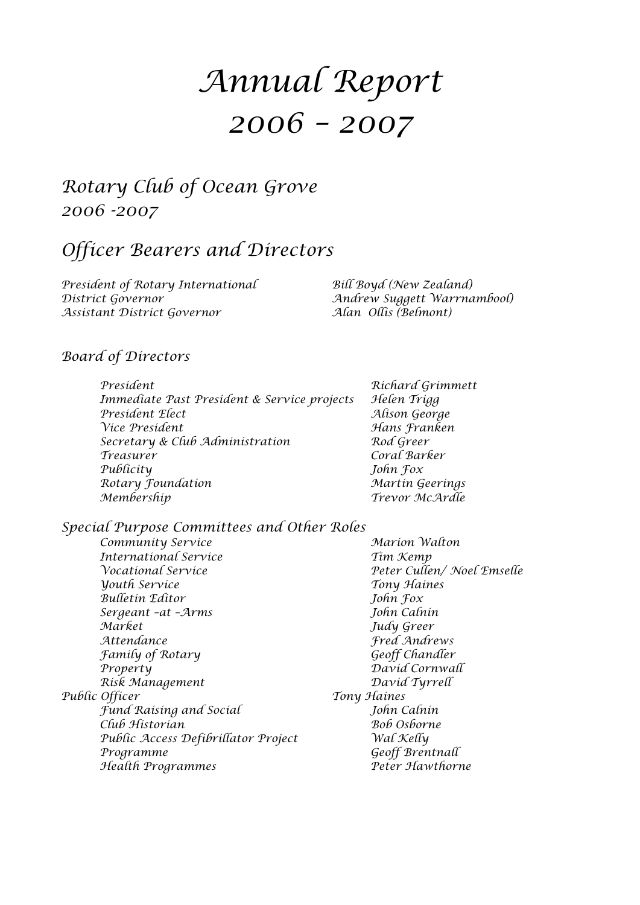# Annual Report 2006 – 2007

## Rotary Club of Ocean Grove 2006 -2007

## Officer Bearers and Directors

| | |
|---|---|
| President of Rotary International | Bill Boyd (New Zealand) |
| District Governor | Andrew Suggett Warrnambool) |
| Assistant District Governor | Alan Ollis (Belmont) |

### Board of Directors

| | |
|---|---|
| President | Richard Grimmett |
| Immediate Past President & Service projects | Helen Trigg |
| President Elect | Alison George |
| Vice President | Hans Franken |
| Secretary & Club Administration | Rod Greer |
| Treasurer | Coral Barker |
| Publicity | John Fox |
| Rotary Foundation | Martin Geerings |
| Membership | Trevor McArdle |

### Special Purpose Committees and Other Roles

| | |
|---|---|
| Community Service | Marion Walton |
| International Service | Tim Kemp |
| Vocational Service | Peter Cullen/ Noel Emselle |
| Youth Service | Tony Haines |
| Bulletin Editor | John Fox |
| Sergeant –at –Arms | John Calnin |
| Market | Judy Greer |
| Attendance | Fred Andrews |
| Family of Rotary | Geoff Chandler |
| Property | David Cornwall |
| Risk Management | David Tyrrell |
| Public Officer | Tony Haines |
| Fund Raising and Social | John Calnin |
| Club Historian | Bob Osborne |
| Public Access Defibrillator Project | Wal Kelly |
| Programme | Geoff Brentnall |
| Health Programmes | Peter Hawthorne |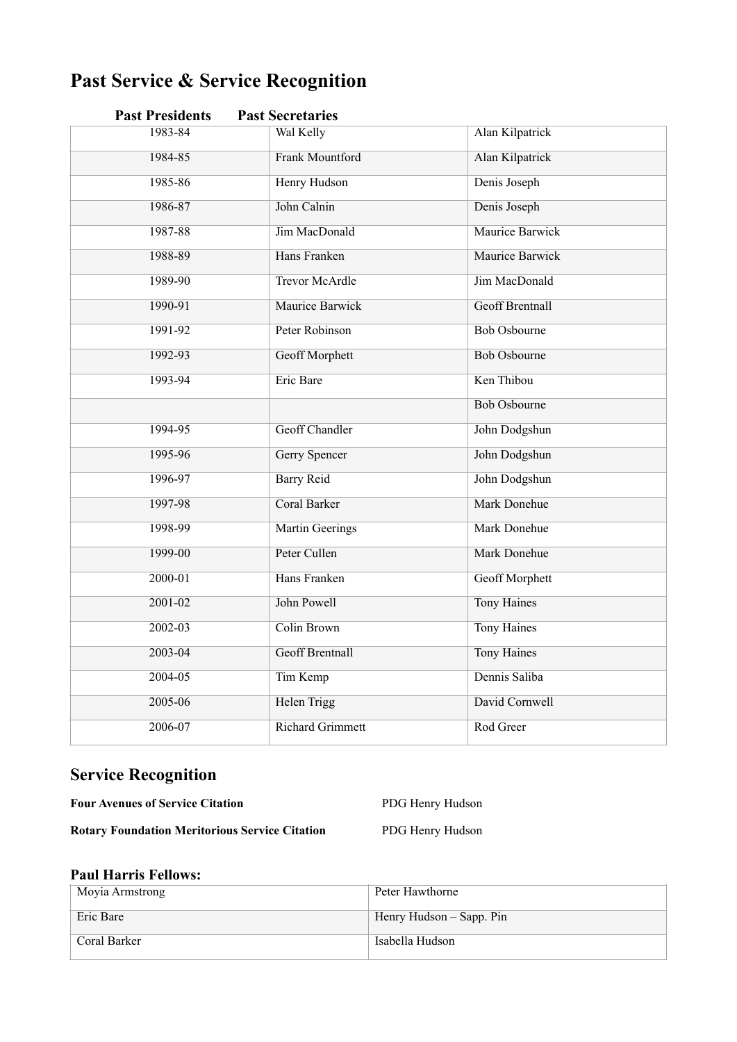# Past Service & Service Recognition

| | Past Presidents | Past Secretaries |
|---|---|---|
| 1983-84 | Wal Kelly | Alan Kilpatrick |
| 1984-85 | Frank Mountford | Alan Kilpatrick |
| 1985-86 | Henry Hudson | Denis Joseph |
| 1986-87 | John Calnin | Denis Joseph |
| 1987-88 | Jim MacDonald | Maurice Barwick |
| 1988-89 | Hans Franken | Maurice Barwick |
| 1989-90 | Trevor McArdle | Jim MacDonald |
| 1990-91 | Maurice Barwick | Geoff Brentnall |
| 1991-92 | Peter Robinson | Bob Osbourne |
| 1992-93 | Geoff Morphett | Bob Osbourne |
| 1993-94 | Eric Bare | Ken Thibou |
| | | Bob Osbourne |
| 1994-95 | Geoff Chandler | John Dodgshun |
| 1995-96 | Gerry Spencer | John Dodgshun |
| 1996-97 | Barry Reid | John Dodgshun |
| 1997-98 | Coral Barker | Mark Donehue |
| 1998-99 | Martin Geerings | Mark Donehue |
| 1999-00 | Peter Cullen | Mark Donehue |
| 2000-01 | Hans Franken | Geoff Morphett |
| 2001-02 | John Powell | Tony Haines |
| 2002-03 | Colin Brown | Tony Haines |
| 2003-04 | Geoff Brentnall | Tony Haines |
| 2004-05 | Tim Kemp | Dennis Saliba |
| 2005-06 | Helen Trigg | David Cornwell |
| 2006-07 | Richard Grimmett | Rod Greer |

## Service Recognition

**Four Avenues of Service Citation** PDG Henry Hudson

**Rotary Foundation Meritorious Service Citation** PDG Henry Hudson

### Paul Harris Fellows:

| | |
|---|---|
| Moyia Armstrong | Peter Hawthorne |
| Eric Bare | Henry Hudson – Sapp. Pin |
| Coral Barker | Isabella Hudson |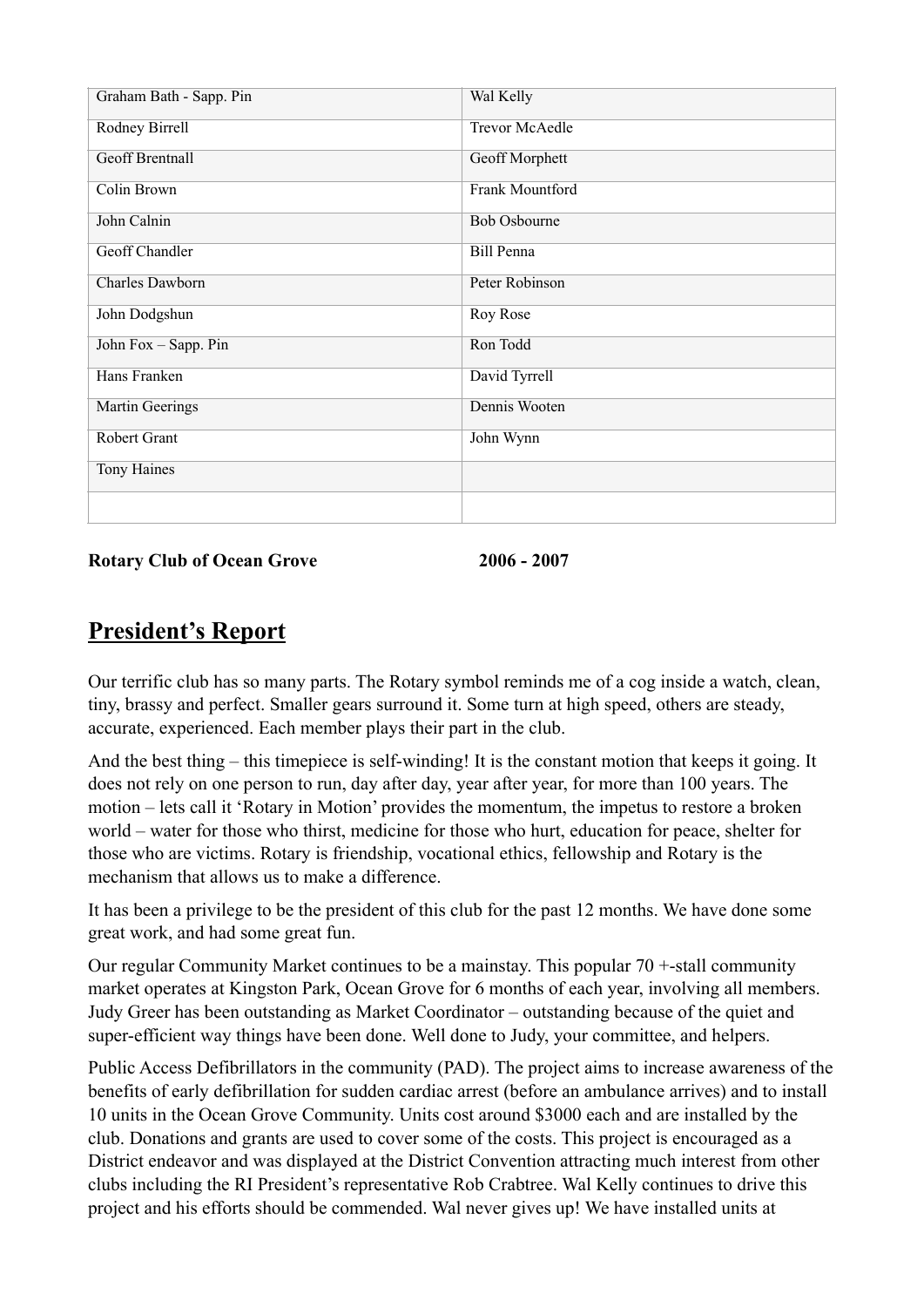| Graham Bath - Sapp. Pin | Wal Kelly |
|---|---|
| Rodney Birrell | Trevor McAedle |
| Geoff Brentnall | Geoff Morphett |
| Colin Brown | Frank Mountford |
| John Calnin | Bob Osbourne |
| Geoff Chandler | Bill Penna |
| Charles Dawborn | Peter Robinson |
| John Dodgshun | Roy Rose |
| John Fox – Sapp. Pin | Ron Todd |
| Hans Franken | David Tyrrell |
| Martin Geerings | Dennis Wooten |
| Robert Grant | John Wynn |
| Tony Haines | |
| | |

**Rotary Club of Ocean Grove** **2006 - 2007**

## President's Report

Our terrific club has so many parts. The Rotary symbol reminds me of a cog inside a watch, clean, tiny, brassy and perfect. Smaller gears surround it. Some turn at high speed, others are steady, accurate, experienced. Each member plays their part in the club.

And the best thing – this timepiece is self-winding! It is the constant motion that keeps it going. It does not rely on one person to run, day after day, year after year, for more than 100 years. The motion – lets call it 'Rotary in Motion' provides the momentum, the impetus to restore a broken world – water for those who thirst, medicine for those who hurt, education for peace, shelter for those who are victims. Rotary is friendship, vocational ethics, fellowship and Rotary is the mechanism that allows us to make a difference.

It has been a privilege to be the president of this club for the past 12 months. We have done some great work, and had some great fun.

Our regular Community Market continues to be a mainstay. This popular 70 +-stall community market operates at Kingston Park, Ocean Grove for 6 months of each year, involving all members. Judy Greer has been outstanding as Market Coordinator – outstanding because of the quiet and super-efficient way things have been done. Well done to Judy, your committee, and helpers.

Public Access Defibrillators in the community (PAD). The project aims to increase awareness of the benefits of early defibrillation for sudden cardiac arrest (before an ambulance arrives) and to install 10 units in the Ocean Grove Community. Units cost around $3000 each and are installed by the club. Donations and grants are used to cover some of the costs. This project is encouraged as a District endeavor and was displayed at the District Convention attracting much interest from other clubs including the RI President's representative Rob Crabtree. Wal Kelly continues to drive this project and his efforts should be commended. Wal never gives up! We have installed units at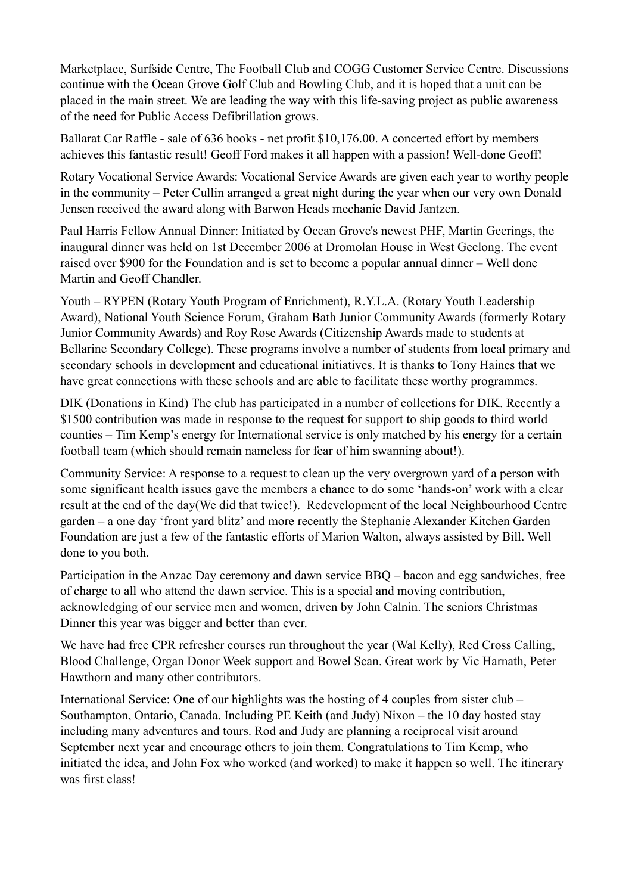Marketplace, Surfside Centre, The Football Club and COGG Customer Service Centre. Discussions continue with the Ocean Grove Golf Club and Bowling Club, and it is hoped that a unit can be placed in the main street. We are leading the way with this life-saving project as public awareness of the need for Public Access Defibrillation grows.

Ballarat Car Raffle - sale of 636 books - net profit $10,176.00. A concerted effort by members achieves this fantastic result! Geoff Ford makes it all happen with a passion! Well-done Geoff!

Rotary Vocational Service Awards: Vocational Service Awards are given each year to worthy people in the community – Peter Cullin arranged a great night during the year when our very own Donald Jensen received the award along with Barwon Heads mechanic David Jantzen.

Paul Harris Fellow Annual Dinner: Initiated by Ocean Grove's newest PHF, Martin Geerings, the inaugural dinner was held on 1st December 2006 at Dromolan House in West Geelong. The event raised over $900 for the Foundation and is set to become a popular annual dinner – Well done Martin and Geoff Chandler.

Youth – RYPEN (Rotary Youth Program of Enrichment), R.Y.L.A. (Rotary Youth Leadership Award), National Youth Science Forum, Graham Bath Junior Community Awards (formerly Rotary Junior Community Awards) and Roy Rose Awards (Citizenship Awards made to students at Bellarine Secondary College). These programs involve a number of students from local primary and secondary schools in development and educational initiatives. It is thanks to Tony Haines that we have great connections with these schools and are able to facilitate these worthy programmes.

DIK (Donations in Kind) The club has participated in a number of collections for DIK. Recently a $1500 contribution was made in response to the request for support to ship goods to third world counties – Tim Kemp's energy for International service is only matched by his energy for a certain football team (which should remain nameless for fear of him swanning about!).

Community Service: A response to a request to clean up the very overgrown yard of a person with some significant health issues gave the members a chance to do some 'hands-on' work with a clear result at the end of the day(We did that twice!). Redevelopment of the local Neighbourhood Centre garden – a one day 'front yard blitz' and more recently the Stephanie Alexander Kitchen Garden Foundation are just a few of the fantastic efforts of Marion Walton, always assisted by Bill. Well done to you both.

Participation in the Anzac Day ceremony and dawn service BBQ – bacon and egg sandwiches, free of charge to all who attend the dawn service. This is a special and moving contribution, acknowledging of our service men and women, driven by John Calnin. The seniors Christmas Dinner this year was bigger and better than ever.

We have had free CPR refresher courses run throughout the year (Wal Kelly), Red Cross Calling, Blood Challenge, Organ Donor Week support and Bowel Scan. Great work by Vic Harnath, Peter Hawthorn and many other contributors.

International Service: One of our highlights was the hosting of 4 couples from sister club – Southampton, Ontario, Canada. Including PE Keith (and Judy) Nixon – the 10 day hosted stay including many adventures and tours. Rod and Judy are planning a reciprocal visit around September next year and encourage others to join them. Congratulations to Tim Kemp, who initiated the idea, and John Fox who worked (and worked) to make it happen so well. The itinerary was first class!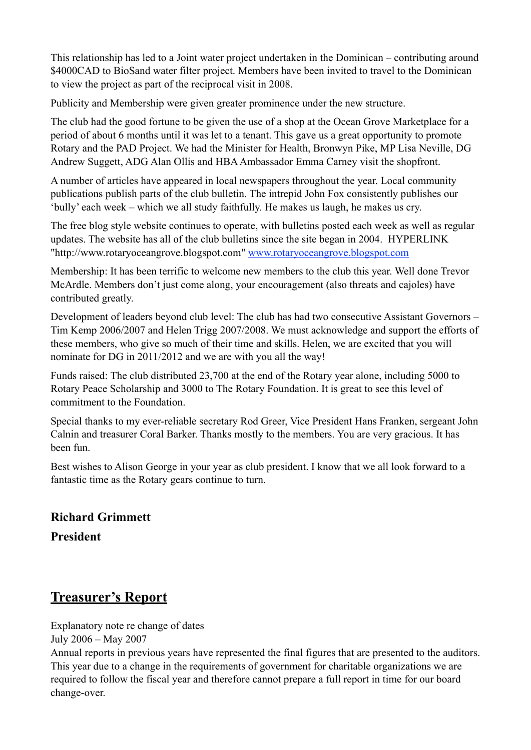This relationship has led to a Joint water project undertaken in the Dominican – contributing around $4000CAD to BioSand water filter project. Members have been invited to travel to the Dominican to view the project as part of the reciprocal visit in 2008.

Publicity and Membership were given greater prominence under the new structure.

The club had the good fortune to be given the use of a shop at the Ocean Grove Marketplace for a period of about 6 months until it was let to a tenant. This gave us a great opportunity to promote Rotary and the PAD Project. We had the Minister for Health, Bronwyn Pike, MP Lisa Neville, DG Andrew Suggett, ADG Alan Ollis and HBA Ambassador Emma Carney visit the shopfront.

A number of articles have appeared in local newspapers throughout the year. Local community publications publish parts of the club bulletin. The intrepid John Fox consistently publishes our 'bully' each week – which we all study faithfully. He makes us laugh, he makes us cry.

The free blog style website continues to operate, with bulletins posted each week as well as regular updates. The website has all of the club bulletins since the site began in 2004. HYPERLINK "http://www.rotaryoceangrove.blogspot.com" [www.rotaryoceangrove.blogspot.com](http://www.rotaryoceangrove.blogspot.com)

Membership: It has been terrific to welcome new members to the club this year. Well done Trevor McArdle. Members don't just come along, your encouragement (also threats and cajoles) have contributed greatly.

Development of leaders beyond club level: The club has had two consecutive Assistant Governors – Tim Kemp 2006/2007 and Helen Trigg 2007/2008. We must acknowledge and support the efforts of these members, who give so much of their time and skills. Helen, we are excited that you will nominate for DG in 2011/2012 and we are with you all the way!

Funds raised: The club distributed 23,700 at the end of the Rotary year alone, including 5000 to Rotary Peace Scholarship and 3000 to The Rotary Foundation. It is great to see this level of commitment to the Foundation.

Special thanks to my ever-reliable secretary Rod Greer, Vice President Hans Franken, sergeant John Calnin and treasurer Coral Barker. Thanks mostly to the members. You are very gracious. It has been fun.

Best wishes to Alison George in your year as club president. I know that we all look forward to a fantastic time as the Rotary gears continue to turn.

**Richard Grimmett**

**President**

## Treasurer's Report

Explanatory note re change of dates
July 2006 – May 2007
Annual reports in previous years have represented the final figures that are presented to the auditors. This year due to a change in the requirements of government for charitable organizations we are required to follow the fiscal year and therefore cannot prepare a full report in time for our board change-over.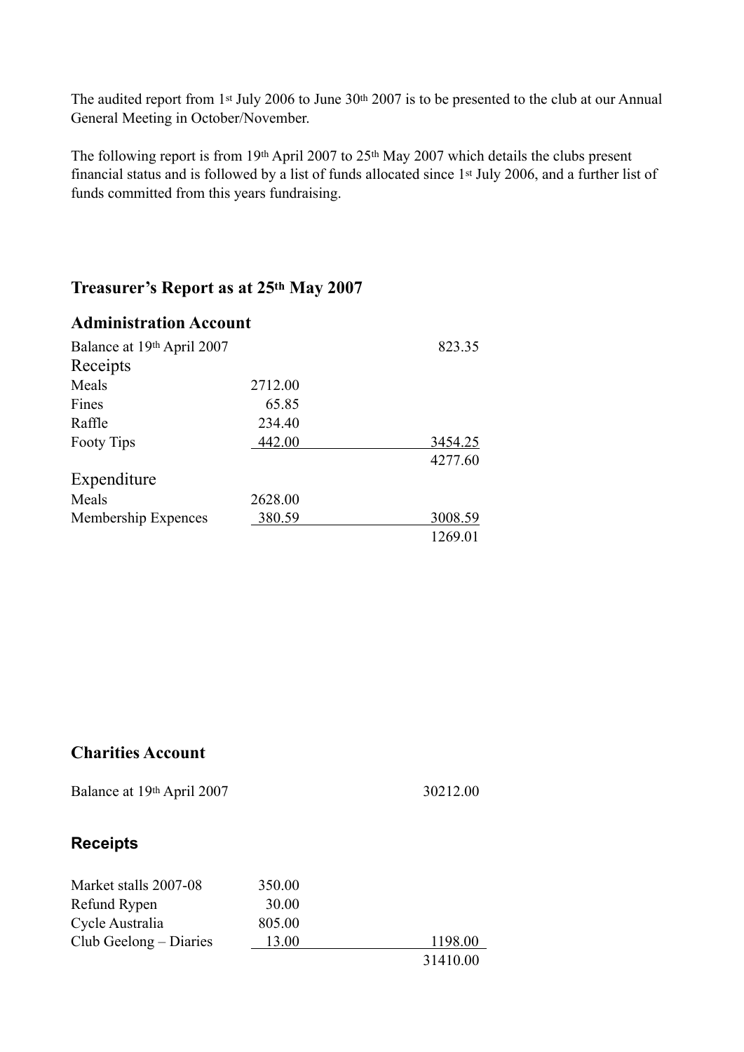The audited report from 1st July 2006 to June 30th 2007 is to be presented to the club at our Annual General Meeting in October/November.

The following report is from 19th April 2007 to 25th May 2007 which details the clubs present financial status and is followed by a list of funds allocated since 1st July 2006, and a further list of funds committed from this years fundraising.

## Treasurer's Report as at 25th May 2007

### Administration Account

| | | |
|---|---|---|
| Balance at 19th April 2007 | | 823.35 |
| Receipts | | |
| Meals | 2712.00 | |
| Fines | 65.85 | |
| Raffle | 234.40 | |
| Footy Tips | 442.00 | 3454.25 |
| | | 4277.60 |
| Expenditure | | |
| Meals | 2628.00 | |
| Membership Expences | 380.59 | 3008.59 |
| | | 1269.01 |

### Charities Account

| | | |
|---|---|---|
| Balance at 19th April 2007 | | 30212.00 |

**Receipts**

| | | |
|---|---|---|
| Market stalls 2007-08 | 350.00 | |
| Refund Rypen | 30.00 | |
| Cycle Australia | 805.00 | |
| Club Geelong – Diaries | 13.00 | 1198.00 |
| | | 31410.00 |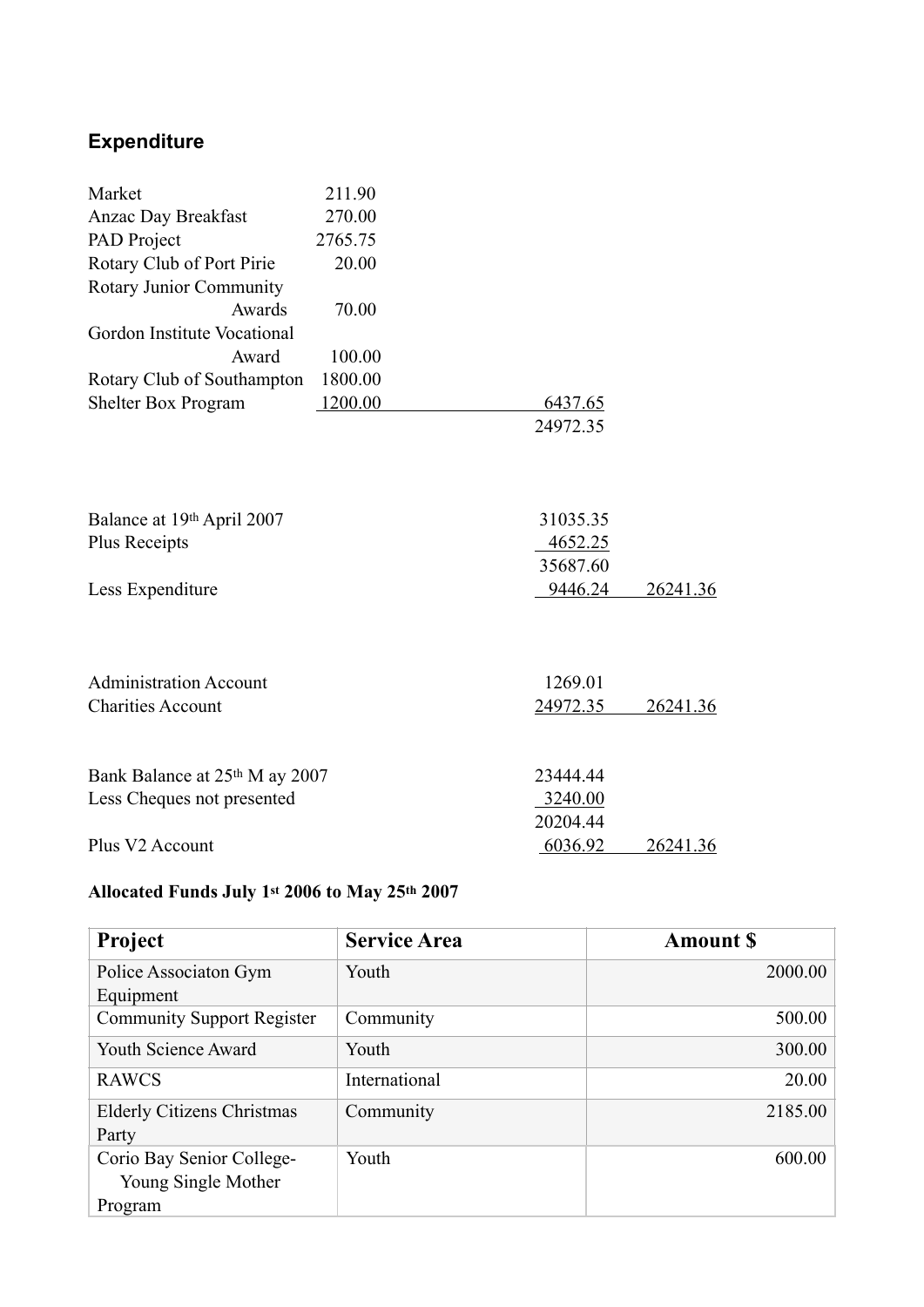## Expenditure

| | | | |
|---|---|---|---|
| Market | 211.90 | | |
| Anzac Day Breakfast | 270.00 | | |
| PAD Project | 2765.75 | | |
| Rotary Club of Port Pirie | 20.00 | | |
| Rotary Junior Community Awards | 70.00 | | |
| Gordon Institute Vocational Award | 100.00 | | |
| Rotary Club of Southampton | 1800.00 | | |
| Shelter Box Program | 1200.00 | 6437.65 | |
| | | 24972.35 | |

| | | |
|---|---|---|
| Balance at 19th April 2007 | 31035.35 | |
| Plus Receipts | 4652.25 | |
| | 35687.60 | |
| Less Expenditure | 9446.24 | 26241.36 |

| | | |
|---|---|---|
| Administration Account | 1269.01 | |
| Charities Account | 24972.35 | 26241.36 |

| | | |
|---|---|---|
| Bank Balance at 25th M ay 2007 | 23444.44 | |
| Less Cheques not presented | 3240.00 | |
| | 20204.44 | |
| Plus V2 Account | 6036.92 | 26241.36 |

**Allocated Funds July 1st 2006 to May 25th 2007**

| Project | Service Area | Amount $ |
|---|---|---|
| Police Associaton Gym Equipment | Youth | 2000.00 |
| Community Support Register | Community | 500.00 |
| Youth Science Award | Youth | 300.00 |
| RAWCS | International | 20.00 |
| Elderly Citizens Christmas Party | Community | 2185.00 |
| Corio Bay Senior College- Young Single Mother Program | Youth | 600.00 |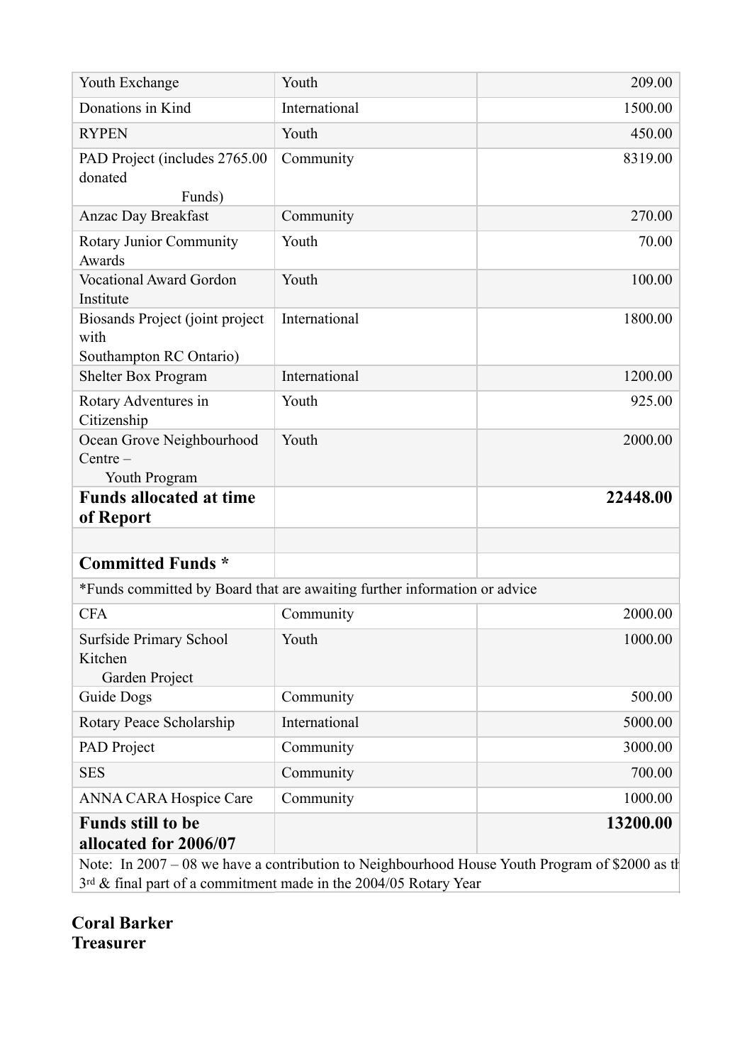| Youth Exchange | Youth | 209.00 |
|---|---|---|
| Donations in Kind | International | 1500.00 |
| RYPEN | Youth | 450.00 |
| PAD Project (includes 2765.00 donated Funds) | Community | 8319.00 |
| Anzac Day Breakfast | Community | 270.00 |
| Rotary Junior Community Awards | Youth | 70.00 |
| Vocational Award Gordon Institute | Youth | 100.00 |
| Biosands Project (joint project with Southampton RC Ontario) | International | 1800.00 |
| Shelter Box Program | International | 1200.00 |
| Rotary Adventures in Citizenship | Youth | 925.00 |
| Ocean Grove Neighbourhood Centre – Youth Program | Youth | 2000.00 |
| **Funds allocated at time of Report** | | **22448.00** |
| | | |
| **Committed Funds *** | | |
| *Funds committed by Board that are awaiting further information or advice | | |
| CFA | Community | 2000.00 |
| Surfside Primary School Kitchen Garden Project | Youth | 1000.00 |
| Guide Dogs | Community | 500.00 |
| Rotary Peace Scholarship | International | 5000.00 |
| PAD Project | Community | 3000.00 |
| SES | Community | 700.00 |
| ANNA CARA Hospice Care | Community | 1000.00 |
| **Funds still to be allocated for 2006/07** | | **13200.00** |
| Note: In 2007 – 08 we have a contribution to Neighbourhood House Youth Program of $2000 as th 3rd & final part of a commitment made in the 2004/05 Rotary Year | | |

**Coral Barker**
**Treasurer**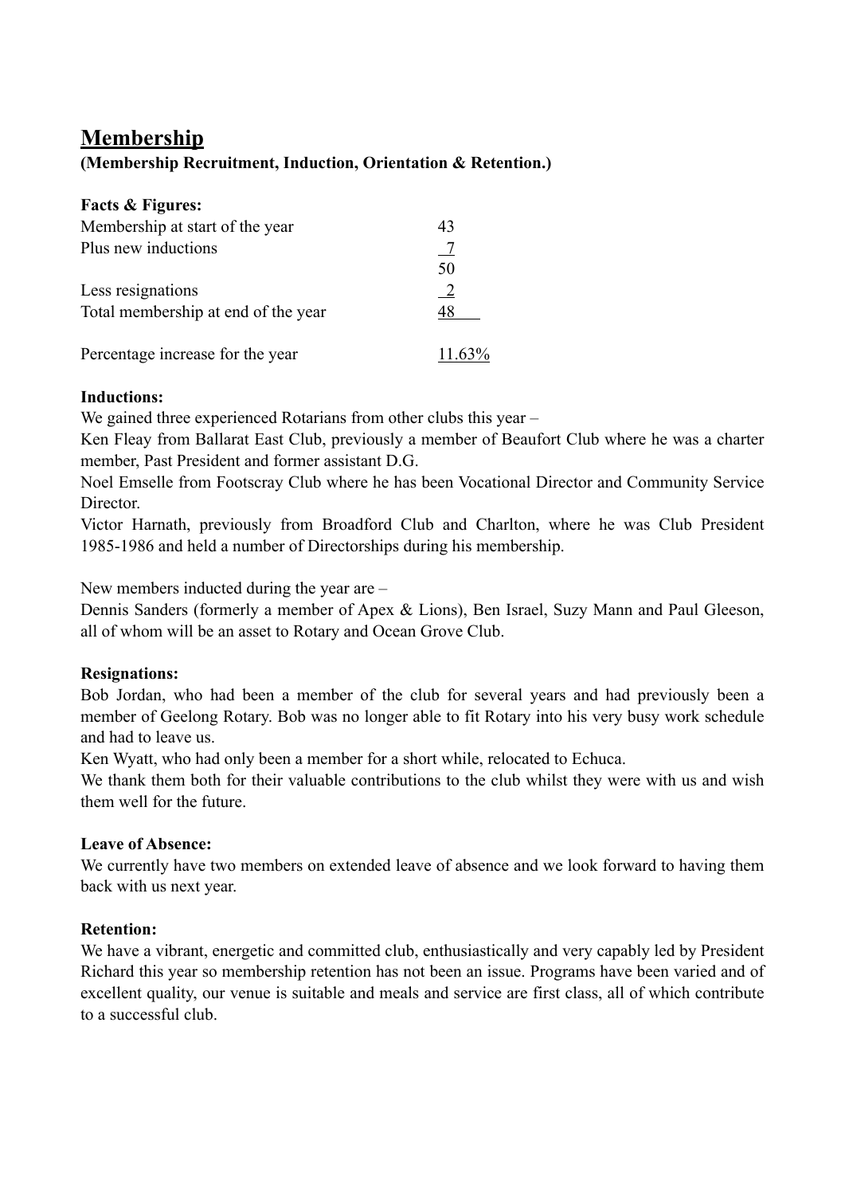# Membership

**(Membership Recruitment, Induction, Orientation & Retention.)**

**Facts & Figures:**

| | |
|---|---|
| Membership at start of the year | 43 |
| Plus new inductions | 7 |
| | 50 |
| Less resignations | 2 |
| Total membership at end of the year | 48 |
| | |
| Percentage increase for the year | 11.63% |

**Inductions:**

We gained three experienced Rotarians from other clubs this year –

Ken Fleay from Ballarat East Club, previously a member of Beaufort Club where he was a charter member, Past President and former assistant D.G.

Noel Emselle from Footscray Club where he has been Vocational Director and Community Service Director.

Victor Harnath, previously from Broadford Club and Charlton, where he was Club President 1985-1986 and held a number of Directorships during his membership.

New members inducted during the year are –

Dennis Sanders (formerly a member of Apex & Lions), Ben Israel, Suzy Mann and Paul Gleeson, all of whom will be an asset to Rotary and Ocean Grove Club.

**Resignations:**

Bob Jordan, who had been a member of the club for several years and had previously been a member of Geelong Rotary. Bob was no longer able to fit Rotary into his very busy work schedule and had to leave us.

Ken Wyatt, who had only been a member for a short while, relocated to Echuca.

We thank them both for their valuable contributions to the club whilst they were with us and wish them well for the future.

**Leave of Absence:**

We currently have two members on extended leave of absence and we look forward to having them back with us next year.

**Retention:**

We have a vibrant, energetic and committed club, enthusiastically and very capably led by President Richard this year so membership retention has not been an issue. Programs have been varied and of excellent quality, our venue is suitable and meals and service are first class, all of which contribute to a successful club.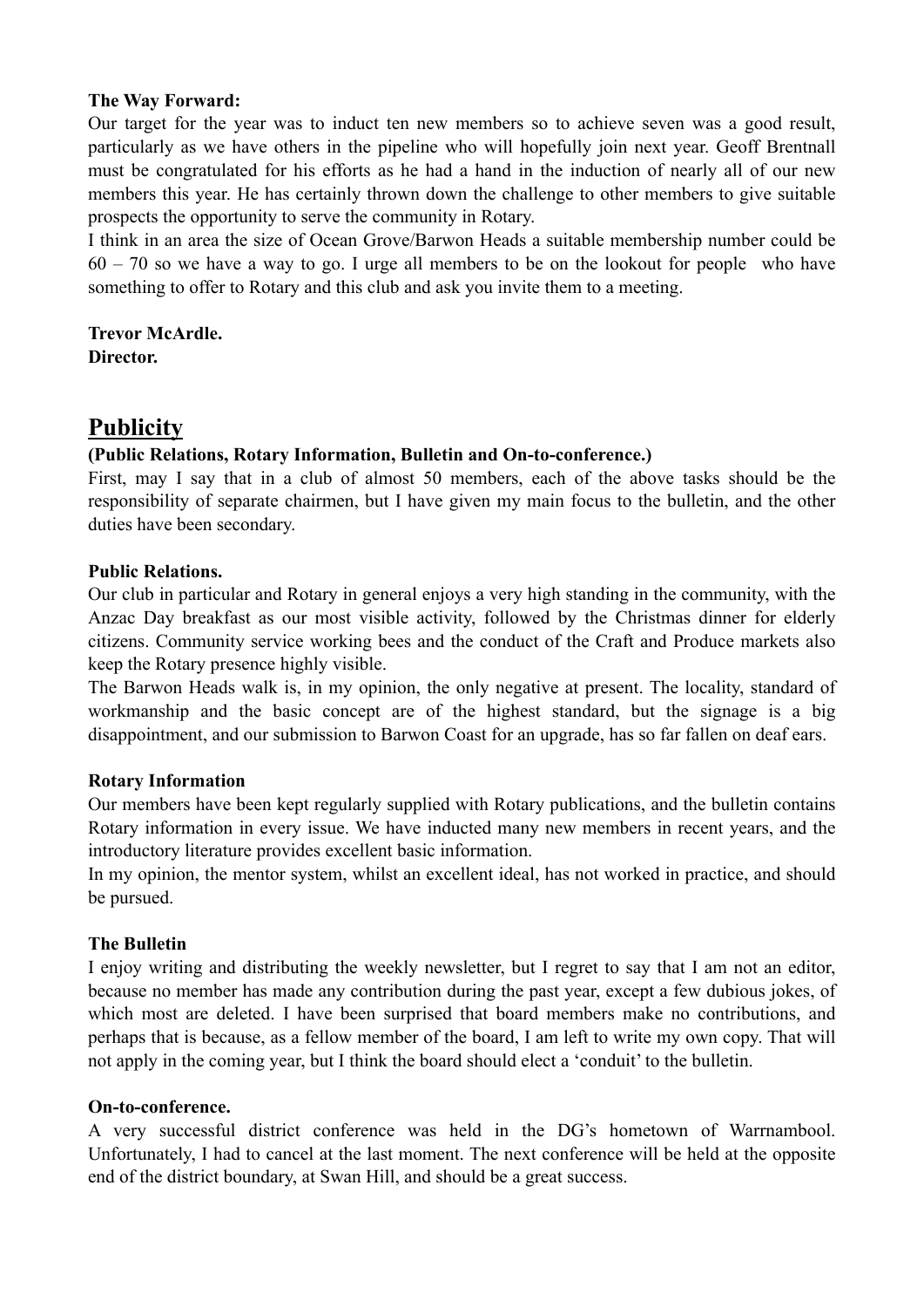**The Way Forward:**

Our target for the year was to induct ten new members so to achieve seven was a good result, particularly as we have others in the pipeline who will hopefully join next year. Geoff Brentnall must be congratulated for his efforts as he had a hand in the induction of nearly all of our new members this year. He has certainly thrown down the challenge to other members to give suitable prospects the opportunity to serve the community in Rotary.

I think in an area the size of Ocean Grove/Barwon Heads a suitable membership number could be 60 – 70 so we have a way to go. I urge all members to be on the lookout for people who have something to offer to Rotary and this club and ask you invite them to a meeting.

**Trevor McArdle.**
**Director.**

## Publicity

**(Public Relations, Rotary Information, Bulletin and On-to-conference.)**

First, may I say that in a club of almost 50 members, each of the above tasks should be the responsibility of separate chairmen, but I have given my main focus to the bulletin, and the other duties have been secondary.

**Public Relations.**

Our club in particular and Rotary in general enjoys a very high standing in the community, with the Anzac Day breakfast as our most visible activity, followed by the Christmas dinner for elderly citizens. Community service working bees and the conduct of the Craft and Produce markets also keep the Rotary presence highly visible.

The Barwon Heads walk is, in my opinion, the only negative at present. The locality, standard of workmanship and the basic concept are of the highest standard, but the signage is a big disappointment, and our submission to Barwon Coast for an upgrade, has so far fallen on deaf ears.

**Rotary Information**

Our members have been kept regularly supplied with Rotary publications, and the bulletin contains Rotary information in every issue. We have inducted many new members in recent years, and the introductory literature provides excellent basic information.

In my opinion, the mentor system, whilst an excellent ideal, has not worked in practice, and should be pursued.

**The Bulletin**

I enjoy writing and distributing the weekly newsletter, but I regret to say that I am not an editor, because no member has made any contribution during the past year, except a few dubious jokes, of which most are deleted. I have been surprised that board members make no contributions, and perhaps that is because, as a fellow member of the board, I am left to write my own copy. That will not apply in the coming year, but I think the board should elect a 'conduit' to the bulletin.

**On-to-conference.**

A very successful district conference was held in the DG's hometown of Warrnambool. Unfortunately, I had to cancel at the last moment. The next conference will be held at the opposite end of the district boundary, at Swan Hill, and should be a great success.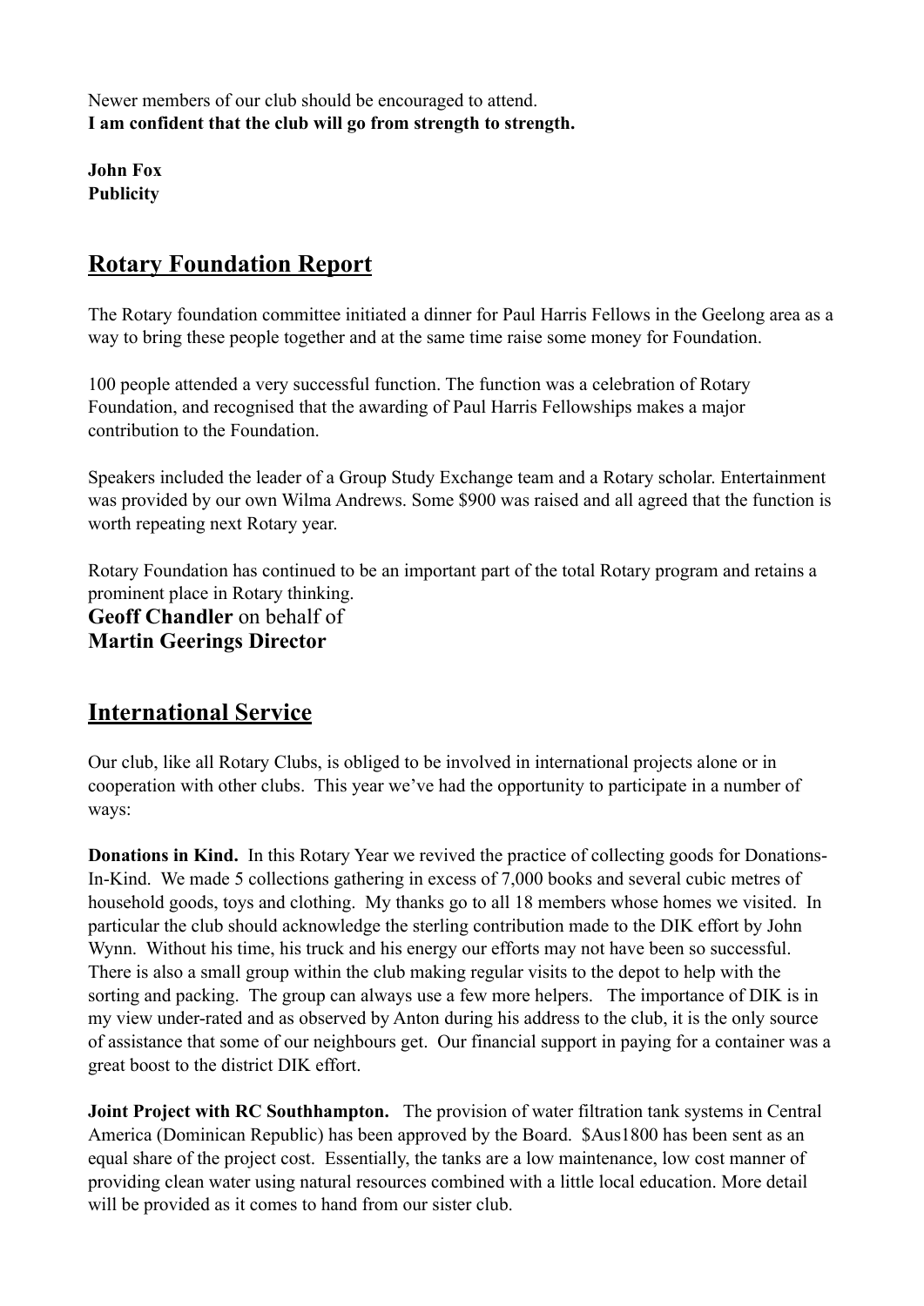Newer members of our club should be encouraged to attend.
**I am confident that the club will go from strength to strength.**

**John Fox**
**Publicity**

## Rotary Foundation Report

The Rotary foundation committee initiated a dinner for Paul Harris Fellows in the Geelong area as a way to bring these people together and at the same time raise some money for Foundation.

100 people attended a very successful function. The function was a celebration of Rotary Foundation, and recognised that the awarding of Paul Harris Fellowships makes a major contribution to the Foundation.

Speakers included the leader of a Group Study Exchange team and a Rotary scholar. Entertainment was provided by our own Wilma Andrews. Some $900 was raised and all agreed that the function is worth repeating next Rotary year.

Rotary Foundation has continued to be an important part of the total Rotary program and retains a prominent place in Rotary thinking.
**Geoff Chandler** on behalf of
**Martin Geerings Director**

## International Service

Our club, like all Rotary Clubs, is obliged to be involved in international projects alone or in cooperation with other clubs. This year we've had the opportunity to participate in a number of ways:

**Donations in Kind.** In this Rotary Year we revived the practice of collecting goods for Donations-In-Kind. We made 5 collections gathering in excess of 7,000 books and several cubic metres of household goods, toys and clothing. My thanks go to all 18 members whose homes we visited. In particular the club should acknowledge the sterling contribution made to the DIK effort by John Wynn. Without his time, his truck and his energy our efforts may not have been so successful. There is also a small group within the club making regular visits to the depot to help with the sorting and packing. The group can always use a few more helpers. The importance of DIK is in my view under-rated and as observed by Anton during his address to the club, it is the only source of assistance that some of our neighbours get. Our financial support in paying for a container was a great boost to the district DIK effort.

**Joint Project with RC Southhampton.** The provision of water filtration tank systems in Central America (Dominican Republic) has been approved by the Board. $Aus1800 has been sent as an equal share of the project cost. Essentially, the tanks are a low maintenance, low cost manner of providing clean water using natural resources combined with a little local education. More detail will be provided as it comes to hand from our sister club.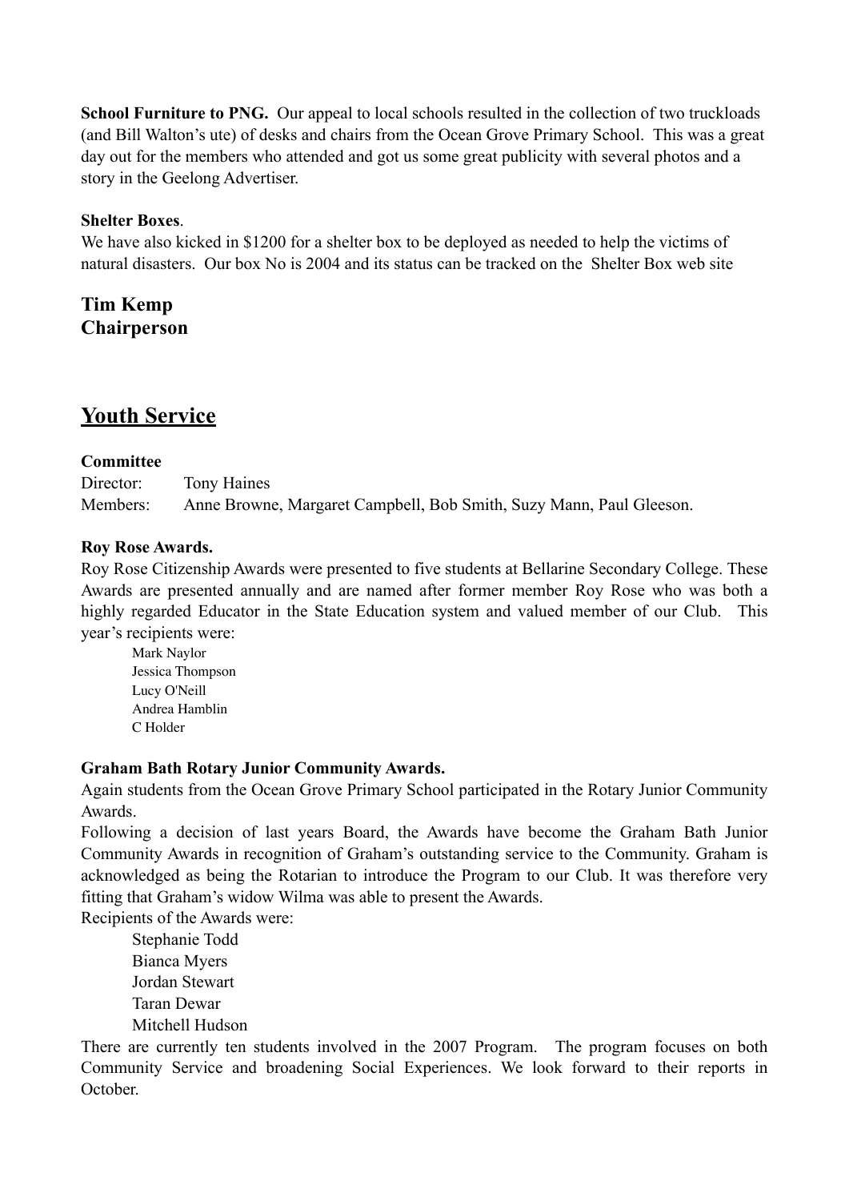**School Furniture to PNG.** Our appeal to local schools resulted in the collection of two truckloads (and Bill Walton's ute) of desks and chairs from the Ocean Grove Primary School. This was a great day out for the members who attended and got us some great publicity with several photos and a story in the Geelong Advertiser.

**Shelter Boxes**.

We have also kicked in $1200 for a shelter box to be deployed as needed to help the victims of natural disasters. Our box No is 2004 and its status can be tracked on the Shelter Box web site

**Tim Kemp**
**Chairperson**

## Youth Service

**Committee**

Director: Tony Haines
Members: Anne Browne, Margaret Campbell, Bob Smith, Suzy Mann, Paul Gleeson.

**Roy Rose Awards.**

Roy Rose Citizenship Awards were presented to five students at Bellarine Secondary College. These Awards are presented annually and are named after former member Roy Rose who was both a highly regarded Educator in the State Education system and valued member of our Club. This year's recipients were:

- Mark Naylor
- Jessica Thompson
- Lucy O'Neill
- Andrea Hamblin
- C Holder

**Graham Bath Rotary Junior Community Awards.**

Again students from the Ocean Grove Primary School participated in the Rotary Junior Community Awards.

Following a decision of last years Board, the Awards have become the Graham Bath Junior Community Awards in recognition of Graham's outstanding service to the Community. Graham is acknowledged as being the Rotarian to introduce the Program to our Club. It was therefore very fitting that Graham's widow Wilma was able to present the Awards.

Recipients of the Awards were:

- Stephanie Todd
- Bianca Myers
- Jordan Stewart
- Taran Dewar
- Mitchell Hudson

There are currently ten students involved in the 2007 Program. The program focuses on both Community Service and broadening Social Experiences. We look forward to their reports in October.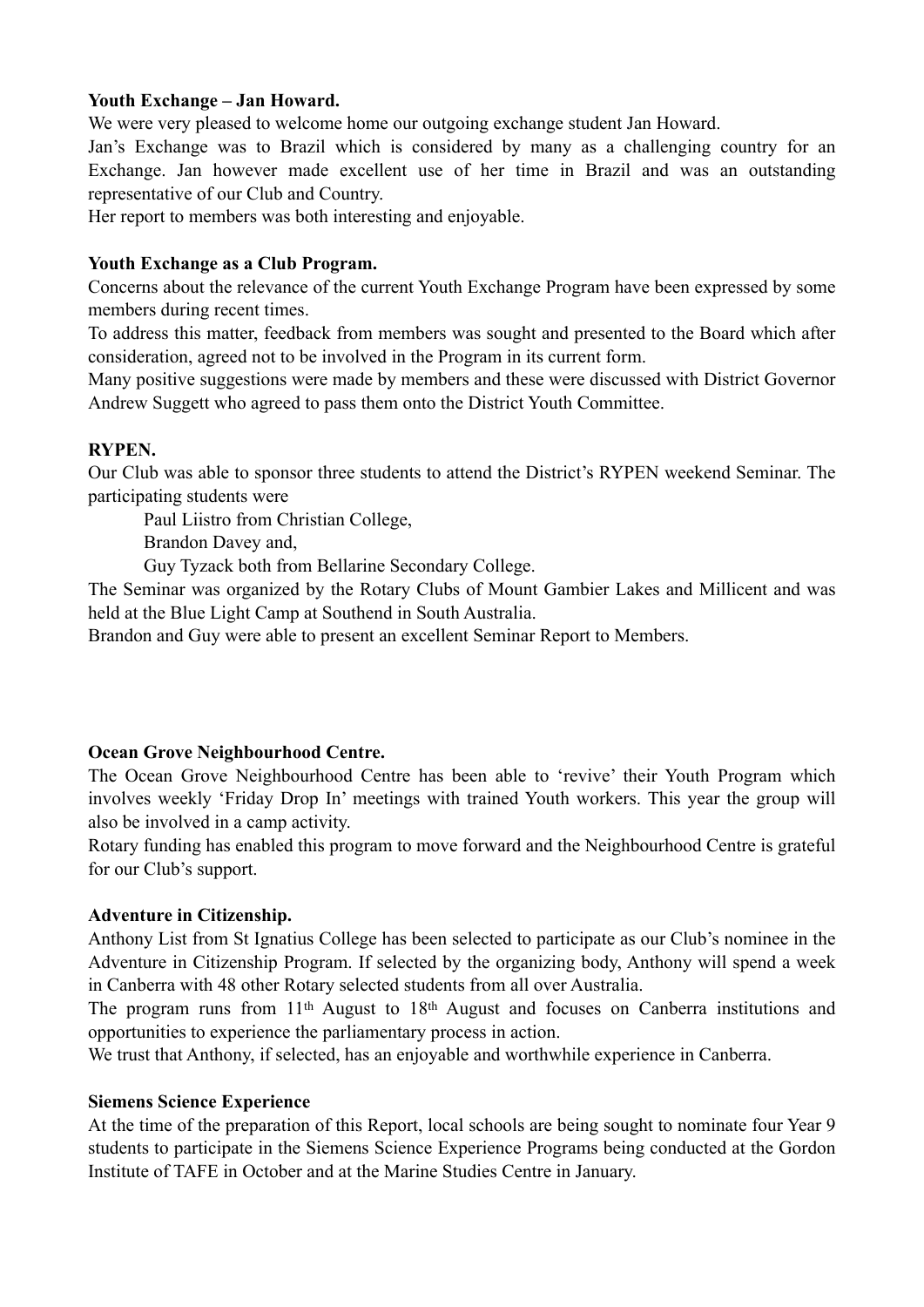**Youth Exchange – Jan Howard.**

We were very pleased to welcome home our outgoing exchange student Jan Howard.

Jan's Exchange was to Brazil which is considered by many as a challenging country for an Exchange. Jan however made excellent use of her time in Brazil and was an outstanding representative of our Club and Country.

Her report to members was both interesting and enjoyable.

**Youth Exchange as a Club Program.**

Concerns about the relevance of the current Youth Exchange Program have been expressed by some members during recent times.

To address this matter, feedback from members was sought and presented to the Board which after consideration, agreed not to be involved in the Program in its current form.

Many positive suggestions were made by members and these were discussed with District Governor Andrew Suggett who agreed to pass them onto the District Youth Committee.

**RYPEN.**

Our Club was able to sponsor three students to attend the District's RYPEN weekend Seminar. The participating students were

Paul Liistro from Christian College,
Brandon Davey and,
Guy Tyzack both from Bellarine Secondary College.

The Seminar was organized by the Rotary Clubs of Mount Gambier Lakes and Millicent and was held at the Blue Light Camp at Southend in South Australia.

Brandon and Guy were able to present an excellent Seminar Report to Members.

**Ocean Grove Neighbourhood Centre.**

The Ocean Grove Neighbourhood Centre has been able to 'revive' their Youth Program which involves weekly 'Friday Drop In' meetings with trained Youth workers. This year the group will also be involved in a camp activity.

Rotary funding has enabled this program to move forward and the Neighbourhood Centre is grateful for our Club's support.

**Adventure in Citizenship.**

Anthony List from St Ignatius College has been selected to participate as our Club's nominee in the Adventure in Citizenship Program. If selected by the organizing body, Anthony will spend a week in Canberra with 48 other Rotary selected students from all over Australia.

The program runs from 11th August to 18th August and focuses on Canberra institutions and opportunities to experience the parliamentary process in action.

We trust that Anthony, if selected, has an enjoyable and worthwhile experience in Canberra.

**Siemens Science Experience**

At the time of the preparation of this Report, local schools are being sought to nominate four Year 9 students to participate in the Siemens Science Experience Programs being conducted at the Gordon Institute of TAFE in October and at the Marine Studies Centre in January.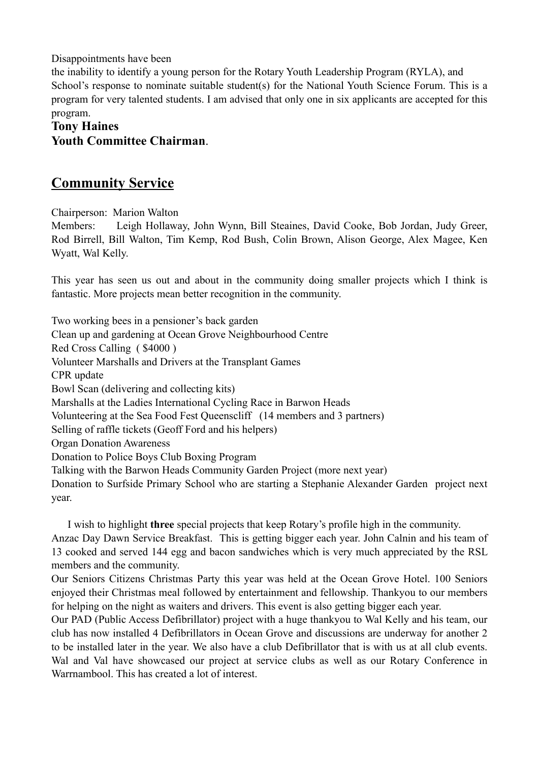Disappointments have been

the inability to identify a young person for the Rotary Youth Leadership Program (RYLA), and School's response to nominate suitable student(s) for the National Youth Science Forum. This is a program for very talented students. I am advised that only one in six applicants are accepted for this program.

**Tony Haines**
**Youth Committee Chairman**.

## Community Service

Chairperson: Marion Walton
Members: Leigh Hollaway, John Wynn, Bill Steaines, David Cooke, Bob Jordan, Judy Greer, Rod Birrell, Bill Walton, Tim Kemp, Rod Bush, Colin Brown, Alison George, Alex Magee, Ken Wyatt, Wal Kelly.

This year has seen us out and about in the community doing smaller projects which I think is fantastic. More projects mean better recognition in the community.

Two working bees in a pensioner's back garden
Clean up and gardening at Ocean Grove Neighbourhood Centre
Red Cross Calling ( $4000 )
Volunteer Marshalls and Drivers at the Transplant Games
CPR update
Bowl Scan (delivering and collecting kits)
Marshalls at the Ladies International Cycling Race in Barwon Heads
Volunteering at the Sea Food Fest Queenscliff (14 members and 3 partners)
Selling of raffle tickets (Geoff Ford and his helpers)
Organ Donation Awareness
Donation to Police Boys Club Boxing Program
Talking with the Barwon Heads Community Garden Project (more next year)
Donation to Surfside Primary School who are starting a Stephanie Alexander Garden project next year.

I wish to highlight **three** special projects that keep Rotary's profile high in the community.
Anzac Day Dawn Service Breakfast. This is getting bigger each year. John Calnin and his team of 13 cooked and served 144 egg and bacon sandwiches which is very much appreciated by the RSL members and the community.
Our Seniors Citizens Christmas Party this year was held at the Ocean Grove Hotel. 100 Seniors enjoyed their Christmas meal followed by entertainment and fellowship. Thankyou to our members for helping on the night as waiters and drivers. This event is also getting bigger each year.
Our PAD (Public Access Defibrillator) project with a huge thankyou to Wal Kelly and his team, our club has now installed 4 Defibrillators in Ocean Grove and discussions are underway for another 2 to be installed later in the year. We also have a club Defibrillator that is with us at all club events. Wal and Val have showcased our project at service clubs as well as our Rotary Conference in Warrnambool. This has created a lot of interest.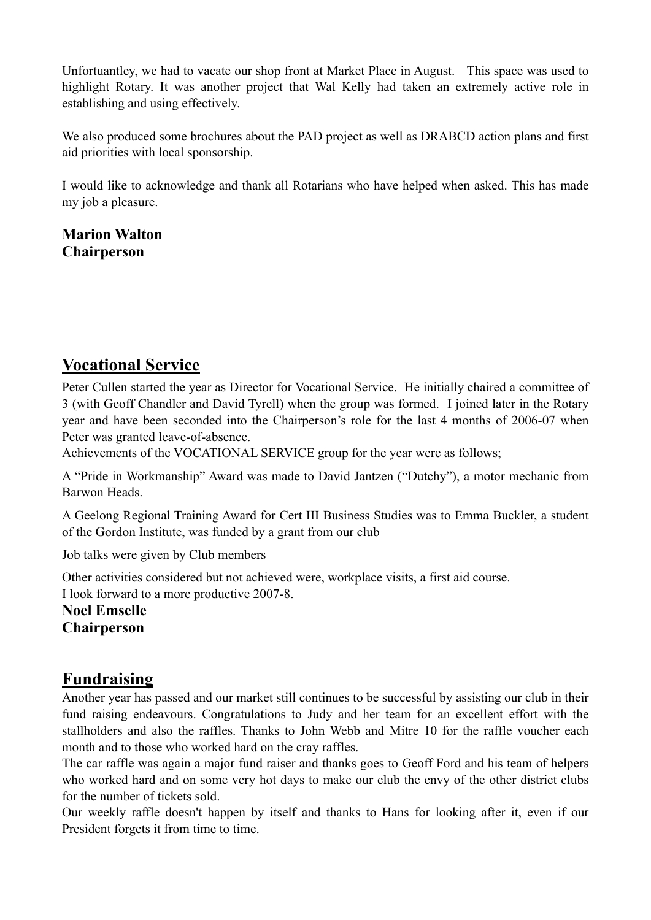Unfortuantley, we had to vacate our shop front at Market Place in August. This space was used to highlight Rotary. It was another project that Wal Kelly had taken an extremely active role in establishing and using effectively.

We also produced some brochures about the PAD project as well as DRABCD action plans and first aid priorities with local sponsorship.

I would like to acknowledge and thank all Rotarians who have helped when asked. This has made my job a pleasure.

**Marion Walton**
**Chairperson**

## Vocational Service

Peter Cullen started the year as Director for Vocational Service. He initially chaired a committee of 3 (with Geoff Chandler and David Tyrell) when the group was formed. I joined later in the Rotary year and have been seconded into the Chairperson's role for the last 4 months of 2006-07 when Peter was granted leave-of-absence.

Achievements of the VOCATIONAL SERVICE group for the year were as follows;

A "Pride in Workmanship" Award was made to David Jantzen ("Dutchy"), a motor mechanic from Barwon Heads.

A Geelong Regional Training Award for Cert III Business Studies was to Emma Buckler, a student of the Gordon Institute, was funded by a grant from our club

Job talks were given by Club members

Other activities considered but not achieved were, workplace visits, a first aid course.

I look forward to a more productive 2007-8.

**Noel Emselle**
**Chairperson**

## Fundraising

Another year has passed and our market still continues to be successful by assisting our club in their fund raising endeavours. Congratulations to Judy and her team for an excellent effort with the stallholders and also the raffles. Thanks to John Webb and Mitre 10 for the raffle voucher each month and to those who worked hard on the cray raffles.

The car raffle was again a major fund raiser and thanks goes to Geoff Ford and his team of helpers who worked hard and on some very hot days to make our club the envy of the other district clubs for the number of tickets sold.

Our weekly raffle doesn't happen by itself and thanks to Hans for looking after it, even if our President forgets it from time to time.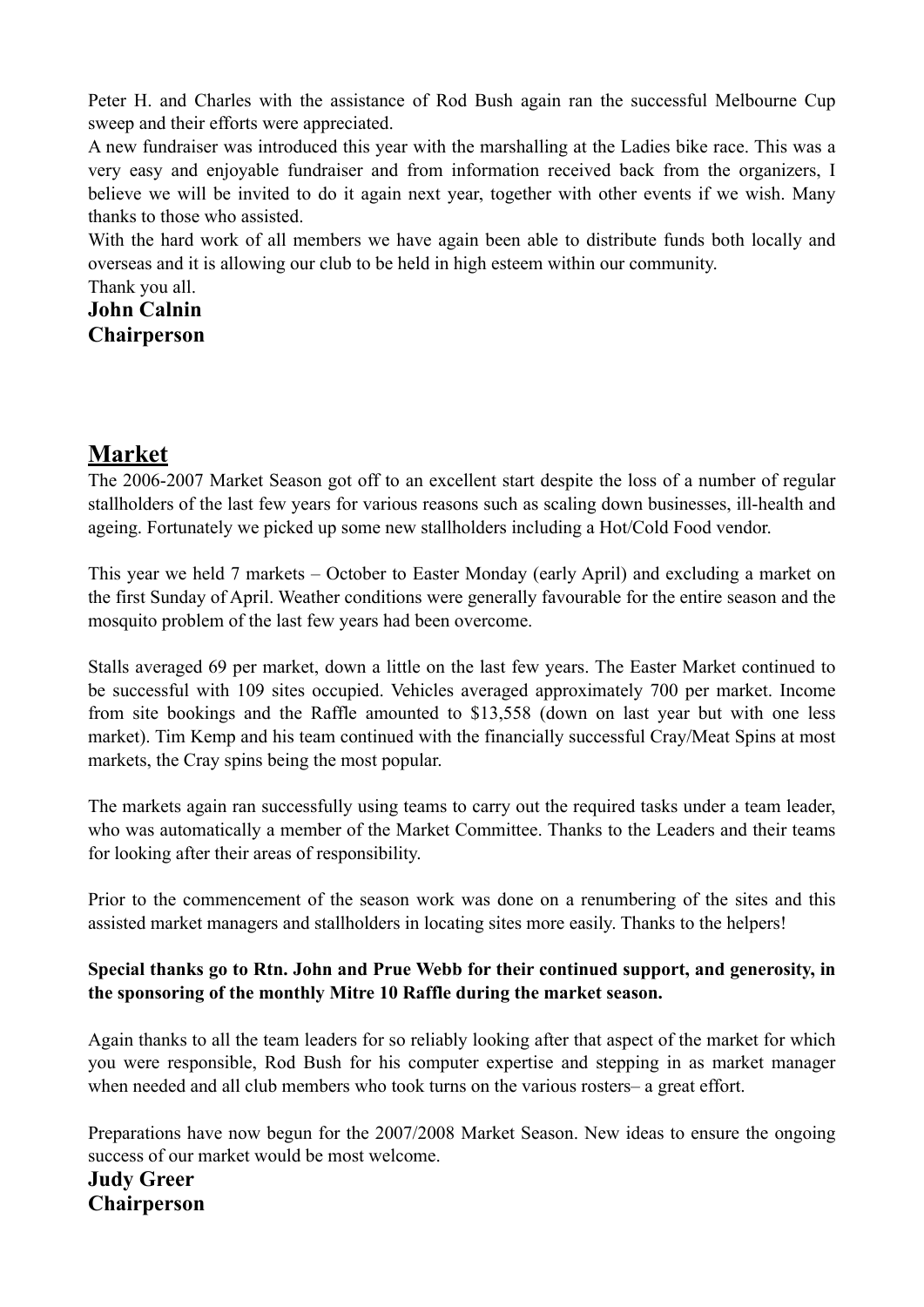Peter H. and Charles with the assistance of Rod Bush again ran the successful Melbourne Cup sweep and their efforts were appreciated.

A new fundraiser was introduced this year with the marshalling at the Ladies bike race. This was a very easy and enjoyable fundraiser and from information received back from the organizers, I believe we will be invited to do it again next year, together with other events if we wish. Many thanks to those who assisted.

With the hard work of all members we have again been able to distribute funds both locally and overseas and it is allowing our club to be held in high esteem within our community.

Thank you all.

**John Calnin**
**Chairperson**

## Market

The 2006-2007 Market Season got off to an excellent start despite the loss of a number of regular stallholders of the last few years for various reasons such as scaling down businesses, ill-health and ageing. Fortunately we picked up some new stallholders including a Hot/Cold Food vendor.

This year we held 7 markets – October to Easter Monday (early April) and excluding a market on the first Sunday of April. Weather conditions were generally favourable for the entire season and the mosquito problem of the last few years had been overcome.

Stalls averaged 69 per market, down a little on the last few years. The Easter Market continued to be successful with 109 sites occupied. Vehicles averaged approximately 700 per market. Income from site bookings and the Raffle amounted to $13,558 (down on last year but with one less market). Tim Kemp and his team continued with the financially successful Cray/Meat Spins at most markets, the Cray spins being the most popular.

The markets again ran successfully using teams to carry out the required tasks under a team leader, who was automatically a member of the Market Committee. Thanks to the Leaders and their teams for looking after their areas of responsibility.

Prior to the commencement of the season work was done on a renumbering of the sites and this assisted market managers and stallholders in locating sites more easily. Thanks to the helpers!

**Special thanks go to Rtn. John and Prue Webb for their continued support, and generosity, in the sponsoring of the monthly Mitre 10 Raffle during the market season.**

Again thanks to all the team leaders for so reliably looking after that aspect of the market for which you were responsible, Rod Bush for his computer expertise and stepping in as market manager when needed and all club members who took turns on the various rosters– a great effort.

Preparations have now begun for the 2007/2008 Market Season. New ideas to ensure the ongoing success of our market would be most welcome.

**Judy Greer**
**Chairperson**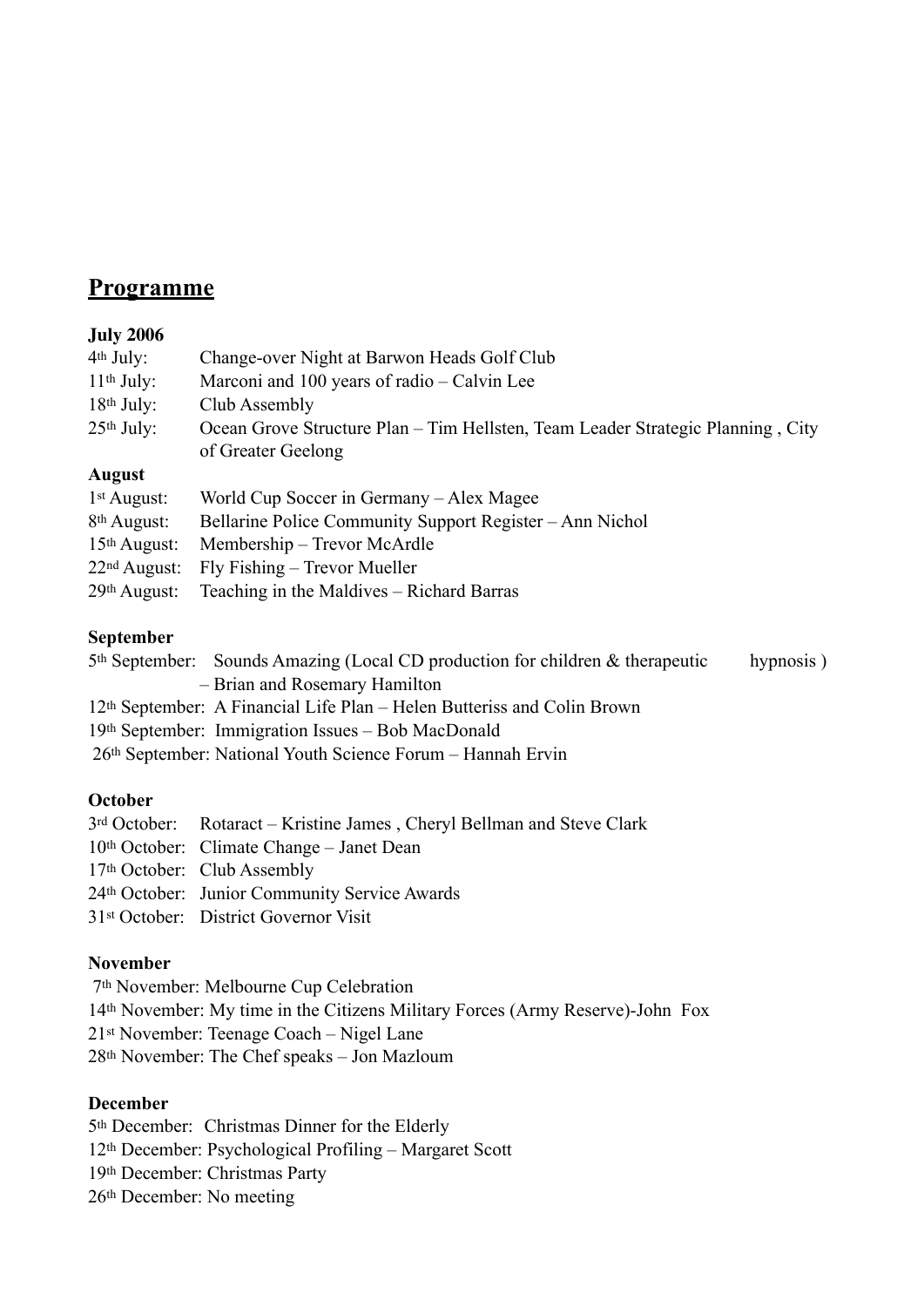## Programme

**July 2006**

4th July: Change-over Night at Barwon Heads Golf Club
11th July: Marconi and 100 years of radio – Calvin Lee
18th July: Club Assembly
25th July: Ocean Grove Structure Plan – Tim Hellsten, Team Leader Strategic Planning , City of Greater Geelong

**August**

1st August: World Cup Soccer in Germany – Alex Magee
8th August: Bellarine Police Community Support Register – Ann Nichol
15th August: Membership – Trevor McArdle
22nd August: Fly Fishing – Trevor Mueller
29th August: Teaching in the Maldives – Richard Barras

**September**

5th September: Sounds Amazing (Local CD production for children & therapeutic hypnosis ) – Brian and Rosemary Hamilton
12th September: A Financial Life Plan – Helen Butteriss and Colin Brown
19th September: Immigration Issues – Bob MacDonald
26th September: National Youth Science Forum – Hannah Ervin

**October**

3rd October: Rotaract – Kristine James , Cheryl Bellman and Steve Clark
10th October: Climate Change – Janet Dean
17th October: Club Assembly
24th October: Junior Community Service Awards
31st October: District Governor Visit

**November**

7th November: Melbourne Cup Celebration
14th November: My time in the Citizens Military Forces (Army Reserve)-John Fox
21st November: Teenage Coach – Nigel Lane
28th November: The Chef speaks – Jon Mazloum

**December**

5th December: Christmas Dinner for the Elderly
12th December: Psychological Profiling – Margaret Scott
19th December: Christmas Party
26th December: No meeting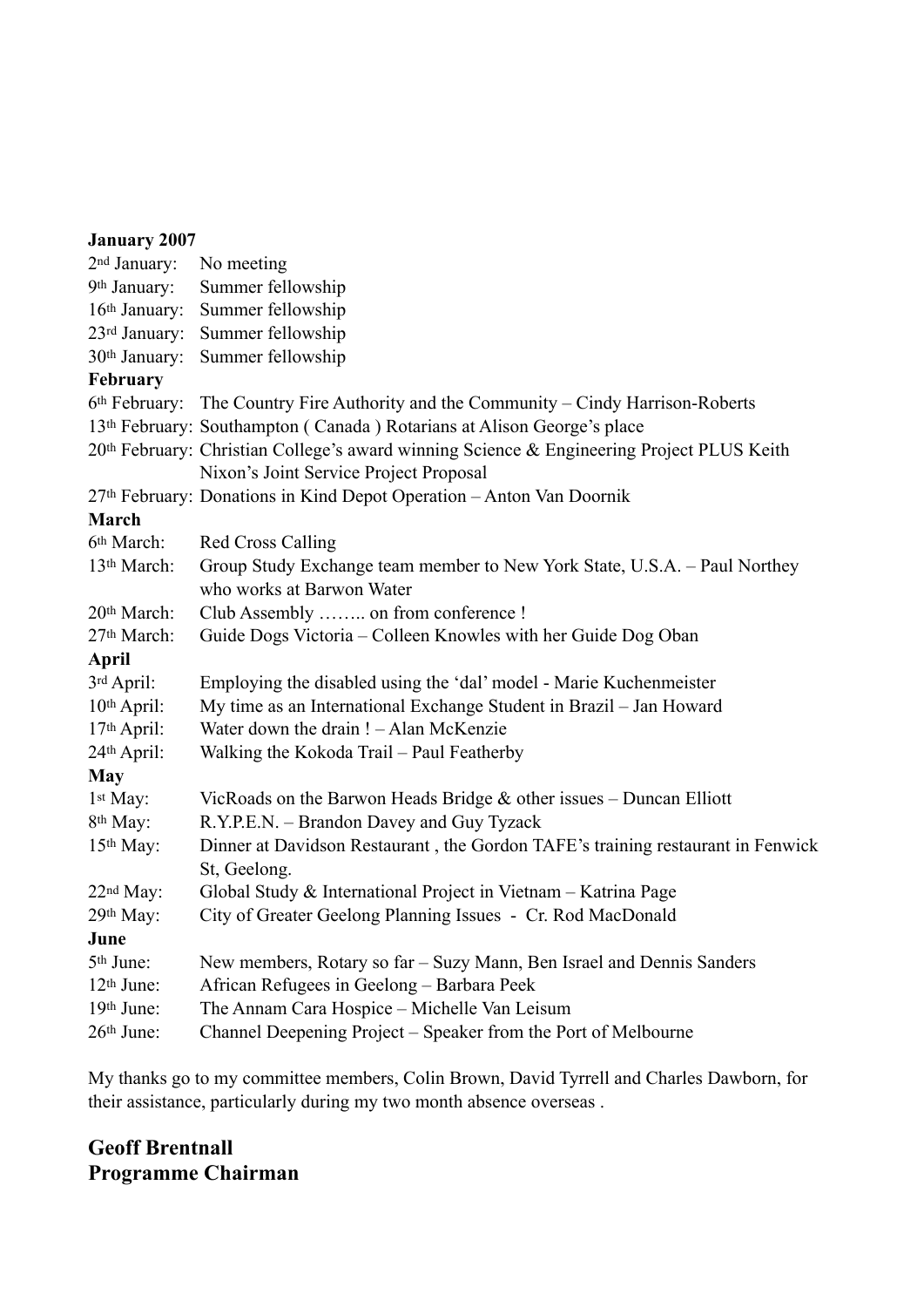**January 2007**

2nd January: No meeting
9th January: Summer fellowship
16th January: Summer fellowship
23rd January: Summer fellowship
30th January: Summer fellowship

**February**

6th February: The Country Fire Authority and the Community – Cindy Harrison-Roberts
13th February: Southampton ( Canada ) Rotarians at Alison George's place
20th February: Christian College's award winning Science & Engineering Project PLUS Keith Nixon's Joint Service Project Proposal
27th February: Donations in Kind Depot Operation – Anton Van Doornik

**March**

6th March: Red Cross Calling
13th March: Group Study Exchange team member to New York State, U.S.A. – Paul Northey who works at Barwon Water
20th March: Club Assembly …….. on from conference !
27th March: Guide Dogs Victoria – Colleen Knowles with her Guide Dog Oban

**April**

3rd April: Employing the disabled using the 'dal' model - Marie Kuchenmeister
10th April: My time as an International Exchange Student in Brazil – Jan Howard
17th April: Water down the drain ! – Alan McKenzie
24th April: Walking the Kokoda Trail – Paul Featherby

**May**

1st May: VicRoads on the Barwon Heads Bridge & other issues – Duncan Elliott
8th May: R.Y.P.E.N. – Brandon Davey and Guy Tyzack
15th May: Dinner at Davidson Restaurant , the Gordon TAFE's training restaurant in Fenwick St, Geelong.
22nd May: Global Study & International Project in Vietnam – Katrina Page
29th May: City of Greater Geelong Planning Issues - Cr. Rod MacDonald

**June**

5th June: New members, Rotary so far – Suzy Mann, Ben Israel and Dennis Sanders
12th June: African Refugees in Geelong – Barbara Peek
19th June: The Annam Cara Hospice – Michelle Van Leisum
26th June: Channel Deepening Project – Speaker from the Port of Melbourne

My thanks go to my committee members, Colin Brown, David Tyrrell and Charles Dawborn, for their assistance, particularly during my two month absence overseas .

**Geoff Brentnall**
**Programme Chairman**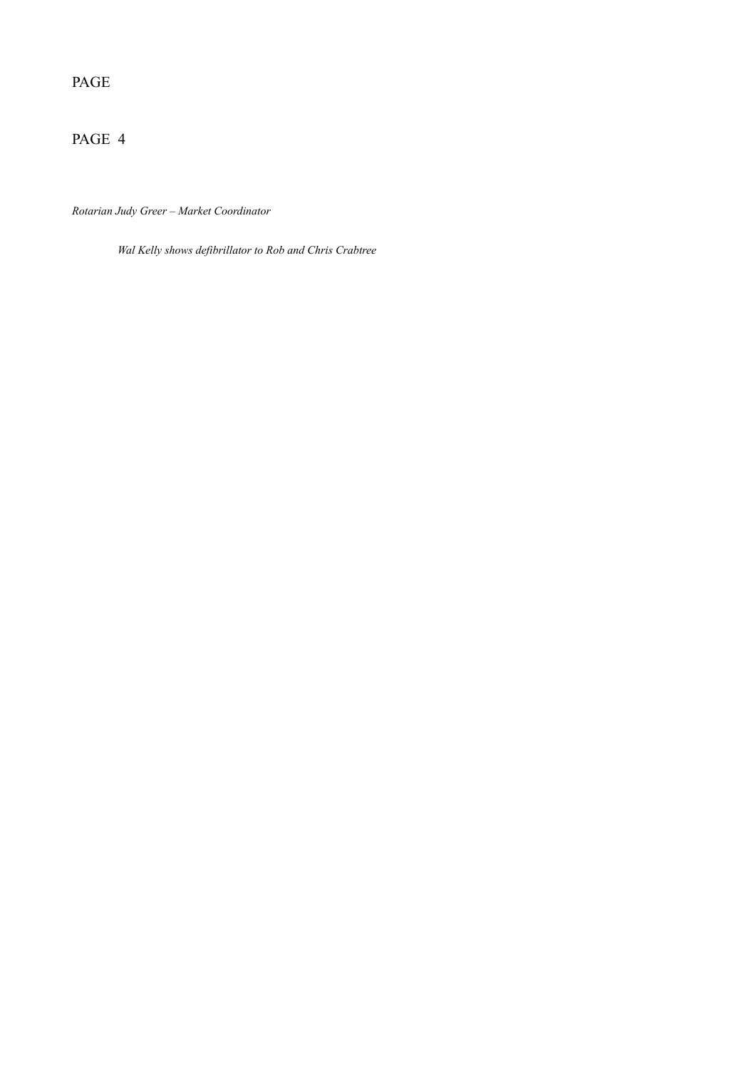*Rotarian Judy Greer – Market Coordinator*

*Wal Kelly shows defibrillator to Rob and Chris Crabtree*